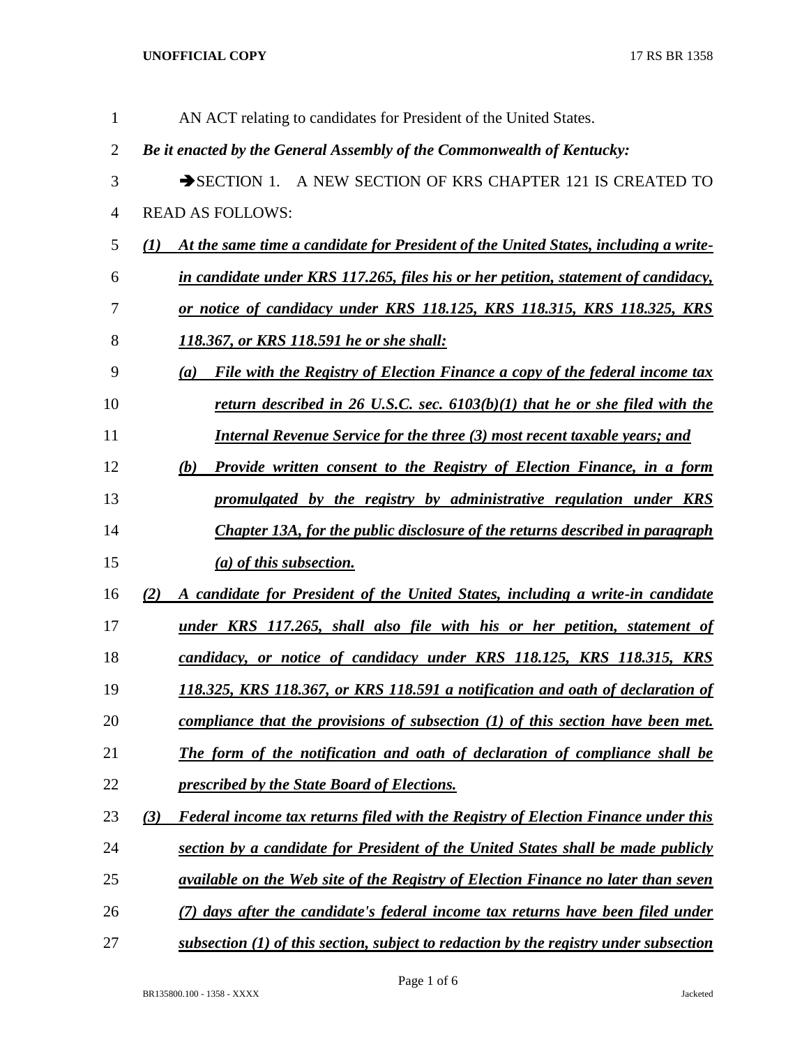AN ACT relating to candidates for President of the United States.

***Be it enacted by the General Assembly of the Commonwealth of Kentucky:***

➔SECTION 1. A NEW SECTION OF KRS CHAPTER 121 IS CREATED TO READ AS FOLLOWS:

***(1) At the same time a candidate for President of the United States, including a write-in candidate under KRS 117.265, files his or her petition, statement of candidacy, or notice of candidacy under KRS 118.125, KRS 118.315, KRS 118.325, KRS 118.367, or KRS 118.591 he or she shall:***

***(a) File with the Registry of Election Finance a copy of the federal income tax return described in 26 U.S.C. sec. 6103(b)(1) that he or she filed with the Internal Revenue Service for the three (3) most recent taxable years; and***

***(b) Provide written consent to the Registry of Election Finance, in a form promulgated by the registry by administrative regulation under KRS Chapter 13A, for the public disclosure of the returns described in paragraph (a) of this subsection.***

***(2) A candidate for President of the United States, including a write-in candidate under KRS 117.265, shall also file with his or her petition, statement of candidacy, or notice of candidacy under KRS 118.125, KRS 118.315, KRS 118.325, KRS 118.367, or KRS 118.591 a notification and oath of declaration of compliance that the provisions of subsection (1) of this section have been met. The form of the notification and oath of declaration of compliance shall be prescribed by the State Board of Elections.***

***(3) Federal income tax returns filed with the Registry of Election Finance under this section by a candidate for President of the United States shall be made publicly available on the Web site of the Registry of Election Finance no later than seven (7) days after the candidate's federal income tax returns have been filed under subsection (1) of this section, subject to redaction by the registry under subsection***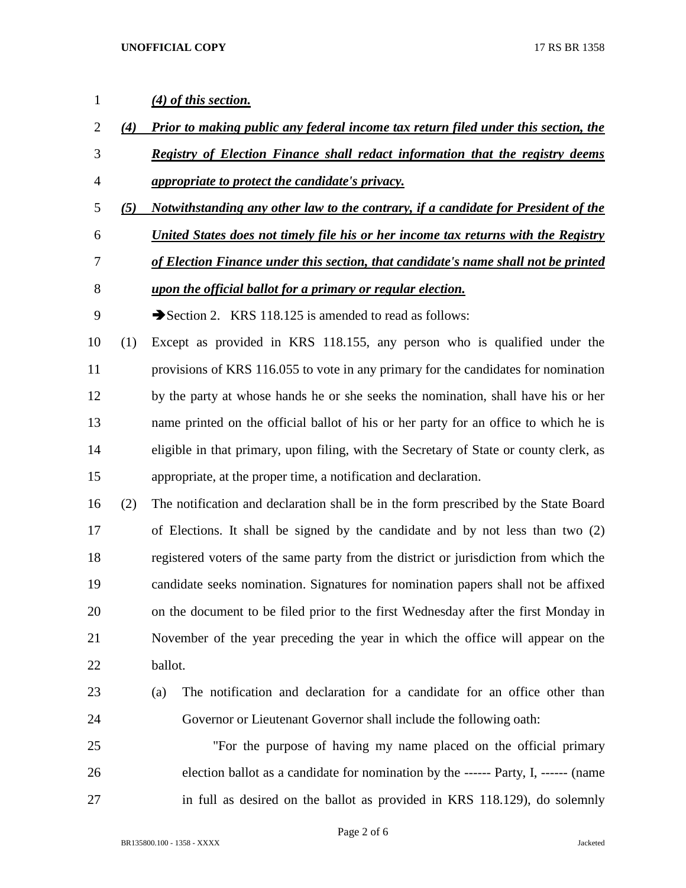***(4) of this section.***

***(4) Prior to making public any federal income tax return filed under this section, the Registry of Election Finance shall redact information that the registry deems appropriate to protect the candidate's privacy.***

***(5) Notwithstanding any other law to the contrary, if a candidate for President of the United States does not timely file his or her income tax returns with the Registry of Election Finance under this section, that candidate's name shall not be printed upon the official ballot for a primary or regular election.***

➔Section 2. KRS 118.125 is amended to read as follows:

(1) Except as provided in KRS 118.155, any person who is qualified under the provisions of KRS 116.055 to vote in any primary for the candidates for nomination by the party at whose hands he or she seeks the nomination, shall have his or her name printed on the official ballot of his or her party for an office to which he is eligible in that primary, upon filing, with the Secretary of State or county clerk, as appropriate, at the proper time, a notification and declaration.

(2) The notification and declaration shall be in the form prescribed by the State Board of Elections. It shall be signed by the candidate and by not less than two (2) registered voters of the same party from the district or jurisdiction from which the candidate seeks nomination. Signatures for nomination papers shall not be affixed on the document to be filed prior to the first Wednesday after the first Monday in November of the year preceding the year in which the office will appear on the ballot.

(a) The notification and declaration for a candidate for an office other than Governor or Lieutenant Governor shall include the following oath:

"For the purpose of having my name placed on the official primary election ballot as a candidate for nomination by the ------ Party, I, ------ (name in full as desired on the ballot as provided in KRS 118.129), do solemnly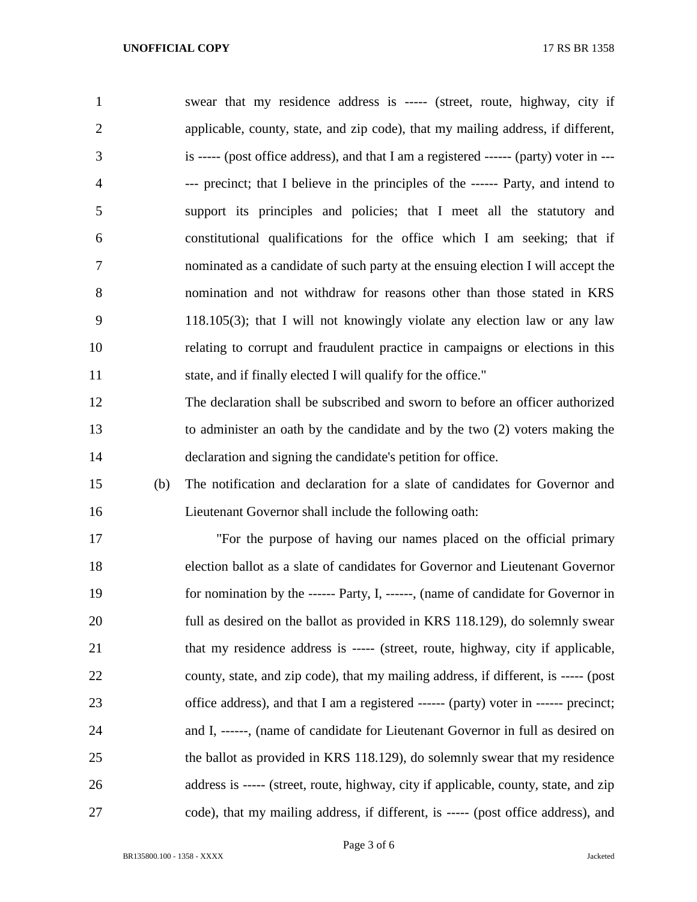swear that my residence address is ----- (street, route, highway, city if applicable, county, state, and zip code), that my mailing address, if different, is ----- (post office address), and that I am a registered ------ (party) voter in ------ precinct; that I believe in the principles of the ------ Party, and intend to support its principles and policies; that I meet all the statutory and constitutional qualifications for the office which I am seeking; that if nominated as a candidate of such party at the ensuing election I will accept the nomination and not withdraw for reasons other than those stated in KRS 118.105(3); that I will not knowingly violate any election law or any law relating to corrupt and fraudulent practice in campaigns or elections in this state, and if finally elected I will qualify for the office."

The declaration shall be subscribed and sworn to before an officer authorized to administer an oath by the candidate and by the two (2) voters making the declaration and signing the candidate's petition for office.

(b) The notification and declaration for a slate of candidates for Governor and Lieutenant Governor shall include the following oath:

"For the purpose of having our names placed on the official primary election ballot as a slate of candidates for Governor and Lieutenant Governor for nomination by the ------ Party, I, ------, (name of candidate for Governor in full as desired on the ballot as provided in KRS 118.129), do solemnly swear that my residence address is ----- (street, route, highway, city if applicable, county, state, and zip code), that my mailing address, if different, is ----- (post office address), and that I am a registered ------ (party) voter in ------ precinct; and I, ------, (name of candidate for Lieutenant Governor in full as desired on the ballot as provided in KRS 118.129), do solemnly swear that my residence address is ----- (street, route, highway, city if applicable, county, state, and zip code), that my mailing address, if different, is ----- (post office address), and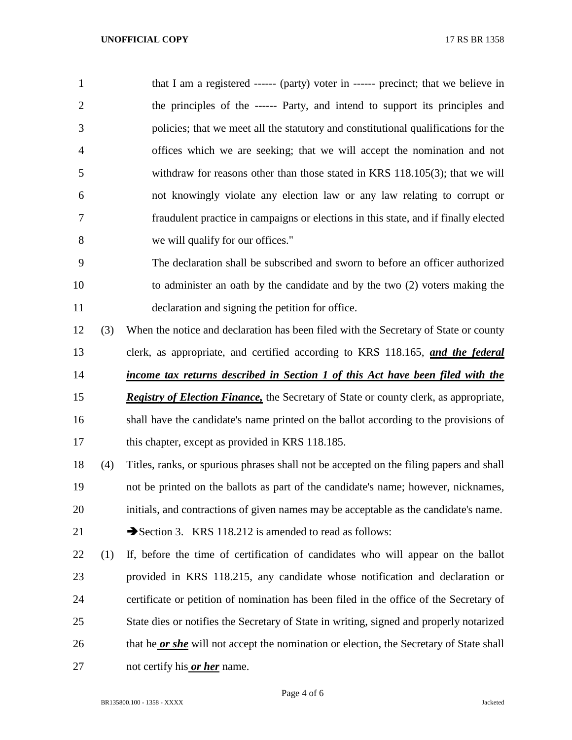that I am a registered ------ (party) voter in ------ precinct; that we believe in the principles of the ------ Party, and intend to support its principles and policies; that we meet all the statutory and constitutional qualifications for the offices which we are seeking; that we will accept the nomination and not withdraw for reasons other than those stated in KRS 118.105(3); that we will not knowingly violate any election law or any law relating to corrupt or fraudulent practice in campaigns or elections in this state, and if finally elected we will qualify for our offices."

The declaration shall be subscribed and sworn to before an officer authorized to administer an oath by the candidate and by the two (2) voters making the declaration and signing the petition for office.

(3) When the notice and declaration has been filed with the Secretary of State or county clerk, as appropriate, and certified according to KRS 118.165, ***and the federal income tax returns described in Section 1 of this Act have been filed with the Registry of Election Finance,*** the Secretary of State or county clerk, as appropriate, shall have the candidate's name printed on the ballot according to the provisions of this chapter, except as provided in KRS 118.185.

(4) Titles, ranks, or spurious phrases shall not be accepted on the filing papers and shall not be printed on the ballots as part of the candidate's name; however, nicknames, initials, and contractions of given names may be acceptable as the candidate's name.

➔Section 3. KRS 118.212 is amended to read as follows:

(1) If, before the time of certification of candidates who will appear on the ballot provided in KRS 118.215, any candidate whose notification and declaration or certificate or petition of nomination has been filed in the office of the Secretary of State dies or notifies the Secretary of State in writing, signed and properly notarized that he ***or she*** will not accept the nomination or election, the Secretary of State shall not certify his ***or her*** name.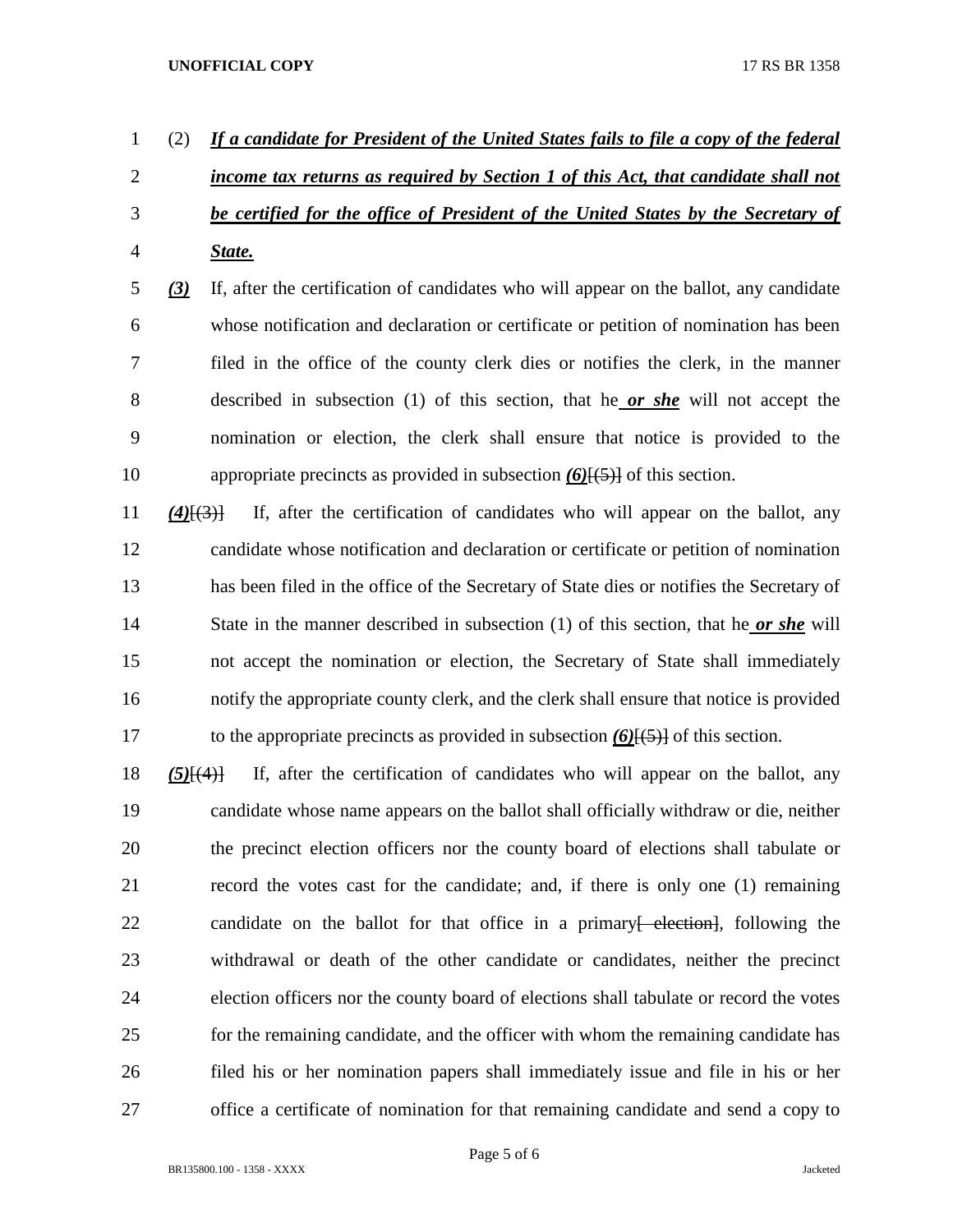(2) ***If a candidate for President of the United States fails to file a copy of the federal income tax returns as required by Section 1 of this Act, that candidate shall not be certified for the office of President of the United States by the Secretary of State.***

***(3)*** If, after the certification of candidates who will appear on the ballot, any candidate whose notification and declaration or certificate or petition of nomination has been filed in the office of the county clerk dies or notifies the clerk, in the manner described in subsection (1) of this section, that he ***or she*** will not accept the nomination or election, the clerk shall ensure that notice is provided to the appropriate precincts as provided in subsection ***(6)***[~~(5)~~] of this section.

***(4)***[~~(3)~~] If, after the certification of candidates who will appear on the ballot, any candidate whose notification and declaration or certificate or petition of nomination has been filed in the office of the Secretary of State dies or notifies the Secretary of State in the manner described in subsection (1) of this section, that he ***or she*** will not accept the nomination or election, the Secretary of State shall immediately notify the appropriate county clerk, and the clerk shall ensure that notice is provided to the appropriate precincts as provided in subsection ***(6)***[~~(5)~~] of this section.

***(5)***[~~(4)~~] If, after the certification of candidates who will appear on the ballot, any candidate whose name appears on the ballot shall officially withdraw or die, neither the precinct election officers nor the county board of elections shall tabulate or record the votes cast for the candidate; and, if there is only one (1) remaining candidate on the ballot for that office in a primary[~~ election~~], following the withdrawal or death of the other candidate or candidates, neither the precinct election officers nor the county board of elections shall tabulate or record the votes for the remaining candidate, and the officer with whom the remaining candidate has filed his or her nomination papers shall immediately issue and file in his or her office a certificate of nomination for that remaining candidate and send a copy to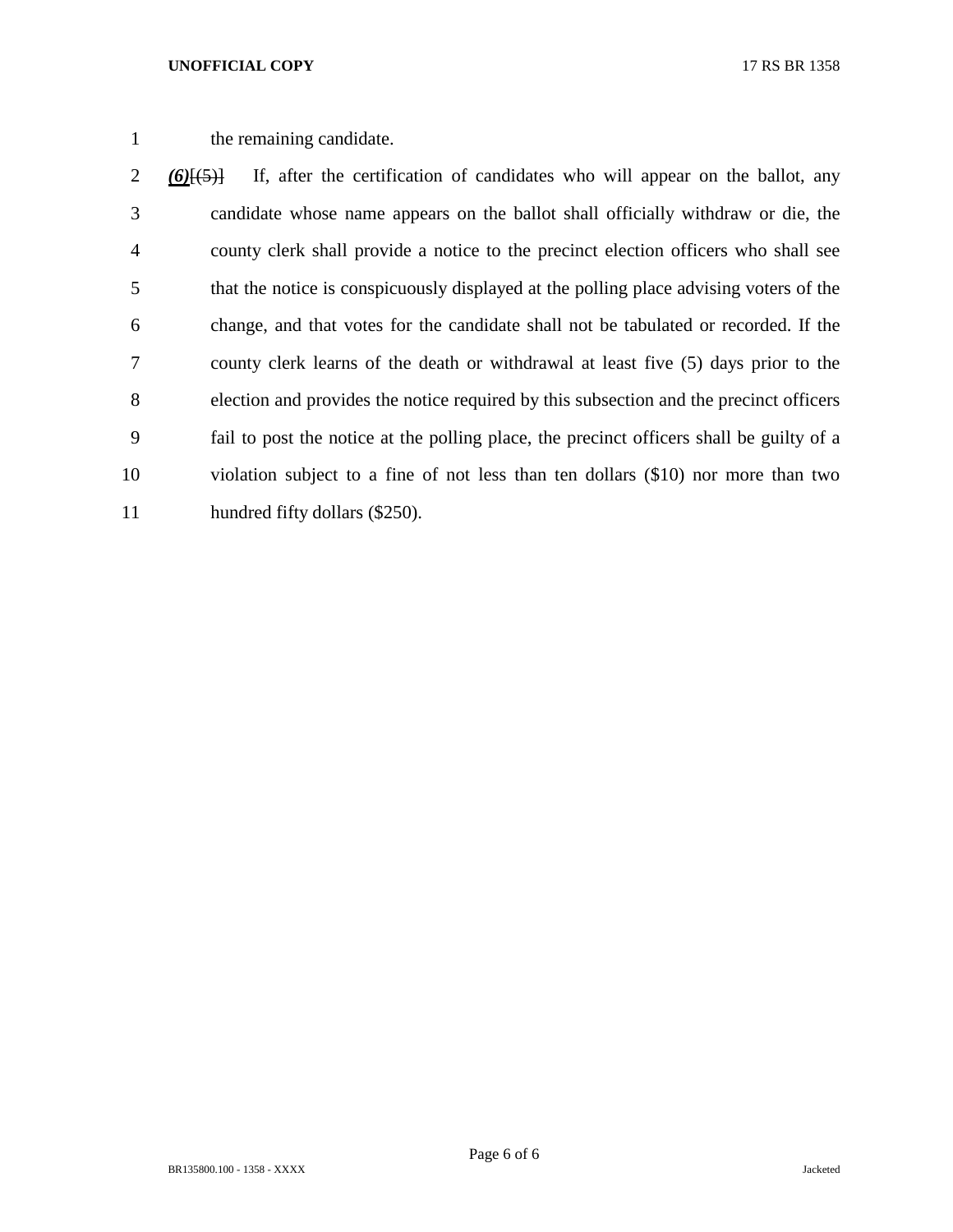the remaining candidate.

***(6)***[(5)] If, after the certification of candidates who will appear on the ballot, any candidate whose name appears on the ballot shall officially withdraw or die, the county clerk shall provide a notice to the precinct election officers who shall see that the notice is conspicuously displayed at the polling place advising voters of the change, and that votes for the candidate shall not be tabulated or recorded. If the county clerk learns of the death or withdrawal at least five (5) days prior to the election and provides the notice required by this subsection and the precinct officers fail to post the notice at the polling place, the precinct officers shall be guilty of a violation subject to a fine of not less than ten dollars ($10) nor more than two hundred fifty dollars ($250).